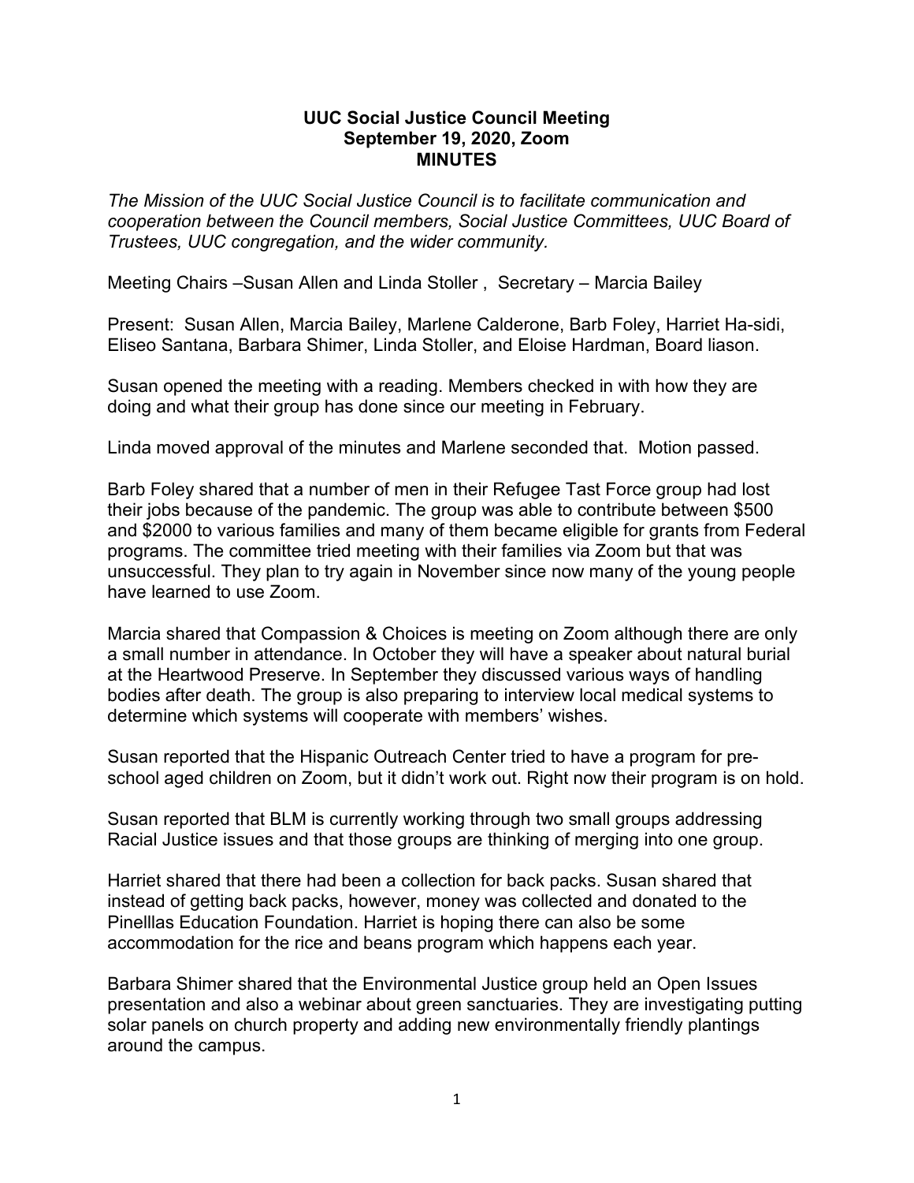# UUC Social Justice Council Meeting
## September 19, 2020, Zoom
## MINUTES

*The Mission of the UUC Social Justice Council is to facilitate communication and cooperation between the Council members, Social Justice Committees, UUC Board of Trustees, UUC congregation, and the wider community.*

Meeting Chairs –Susan Allen and Linda Stoller , Secretary – Marcia Bailey

Present: Susan Allen, Marcia Bailey, Marlene Calderone, Barb Foley, Harriet Ha-sidi, Eliseo Santana, Barbara Shimer, Linda Stoller, and Eloise Hardman, Board liason.

Susan opened the meeting with a reading. Members checked in with how they are doing and what their group has done since our meeting in February.

Linda moved approval of the minutes and Marlene seconded that. Motion passed.

Barb Foley shared that a number of men in their Refugee Tast Force group had lost their jobs because of the pandemic. The group was able to contribute between $500 and $2000 to various families and many of them became eligible for grants from Federal programs. The committee tried meeting with their families via Zoom but that was unsuccessful. They plan to try again in November since now many of the young people have learned to use Zoom.

Marcia shared that Compassion & Choices is meeting on Zoom although there are only a small number in attendance. In October they will have a speaker about natural burial at the Heartwood Preserve. In September they discussed various ways of handling bodies after death. The group is also preparing to interview local medical systems to determine which systems will cooperate with members' wishes.

Susan reported that the Hispanic Outreach Center tried to have a program for pre-school aged children on Zoom, but it didn't work out. Right now their program is on hold.

Susan reported that BLM is currently working through two small groups addressing Racial Justice issues and that those groups are thinking of merging into one group.

Harriet shared that there had been a collection for back packs. Susan shared that instead of getting back packs, however, money was collected and donated to the Pinelllas Education Foundation. Harriet is hoping there can also be some accommodation for the rice and beans program which happens each year.

Barbara Shimer shared that the Environmental Justice group held an Open Issues presentation and also a webinar about green sanctuaries. They are investigating putting solar panels on church property and adding new environmentally friendly plantings around the campus.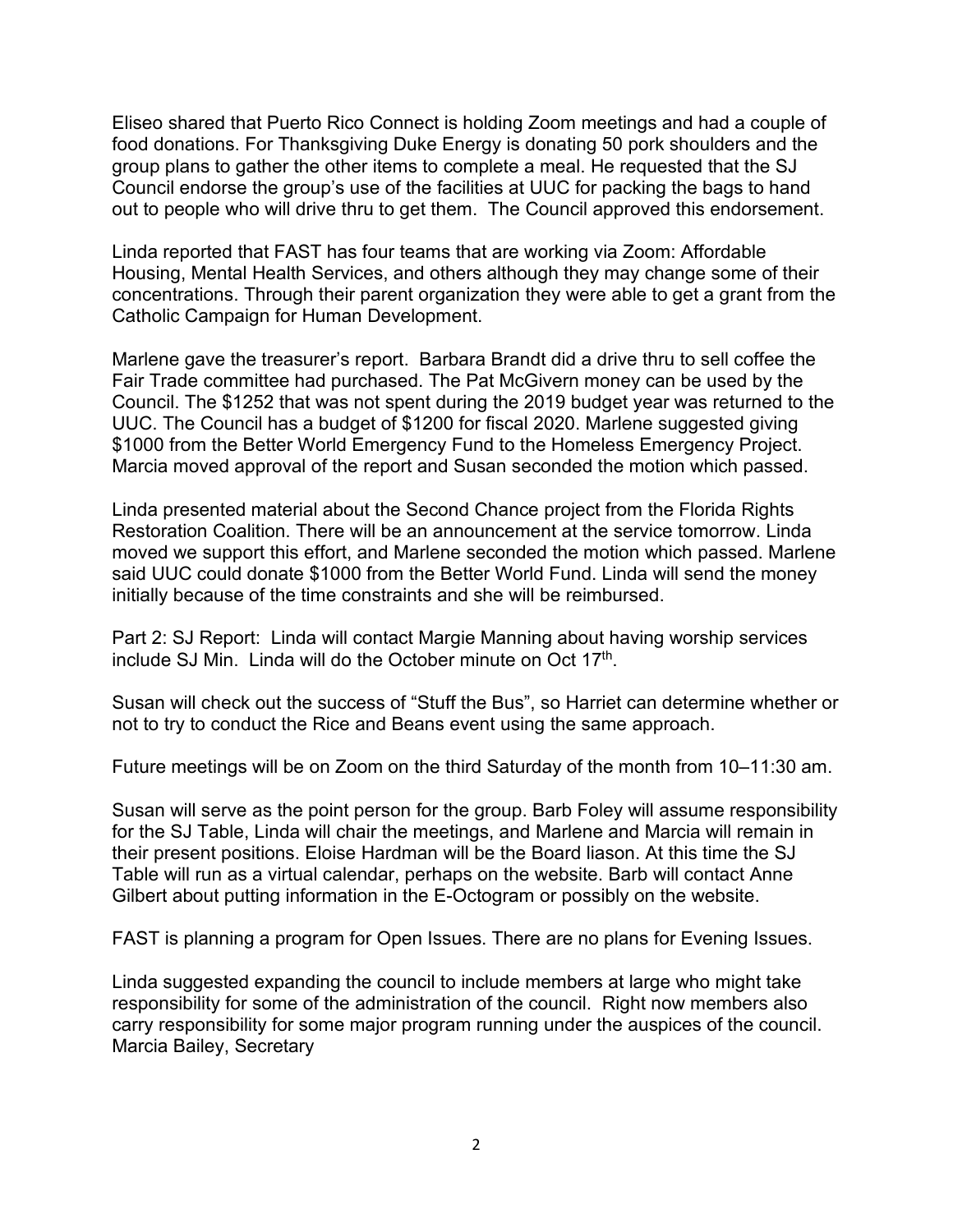Eliseo shared that Puerto Rico Connect is holding Zoom meetings and had a couple of food donations. For Thanksgiving Duke Energy is donating 50 pork shoulders and the group plans to gather the other items to complete a meal. He requested that the SJ Council endorse the group's use of the facilities at UUC for packing the bags to hand out to people who will drive thru to get them. The Council approved this endorsement.

Linda reported that FAST has four teams that are working via Zoom: Affordable Housing, Mental Health Services, and others although they may change some of their concentrations. Through their parent organization they were able to get a grant from the Catholic Campaign for Human Development.

Marlene gave the treasurer's report. Barbara Brandt did a drive thru to sell coffee the Fair Trade committee had purchased. The Pat McGivern money can be used by the Council. The $1252 that was not spent during the 2019 budget year was returned to the UUC. The Council has a budget of $1200 for fiscal 2020. Marlene suggested giving $1000 from the Better World Emergency Fund to the Homeless Emergency Project. Marcia moved approval of the report and Susan seconded the motion which passed.

Linda presented material about the Second Chance project from the Florida Rights Restoration Coalition. There will be an announcement at the service tomorrow. Linda moved we support this effort, and Marlene seconded the motion which passed. Marlene said UUC could donate $1000 from the Better World Fund. Linda will send the money initially because of the time constraints and she will be reimbursed.

Part 2: SJ Report: Linda will contact Margie Manning about having worship services include SJ Min. Linda will do the October minute on Oct 17th.

Susan will check out the success of "Stuff the Bus", so Harriet can determine whether or not to try to conduct the Rice and Beans event using the same approach.

Future meetings will be on Zoom on the third Saturday of the month from 10–11:30 am.

Susan will serve as the point person for the group. Barb Foley will assume responsibility for the SJ Table, Linda will chair the meetings, and Marlene and Marcia will remain in their present positions. Eloise Hardman will be the Board liason. At this time the SJ Table will run as a virtual calendar, perhaps on the website. Barb will contact Anne Gilbert about putting information in the E-Octogram or possibly on the website.

FAST is planning a program for Open Issues. There are no plans for Evening Issues.

Linda suggested expanding the council to include members at large who might take responsibility for some of the administration of the council. Right now members also carry responsibility for some major program running under the auspices of the council.
Marcia Bailey, Secretary